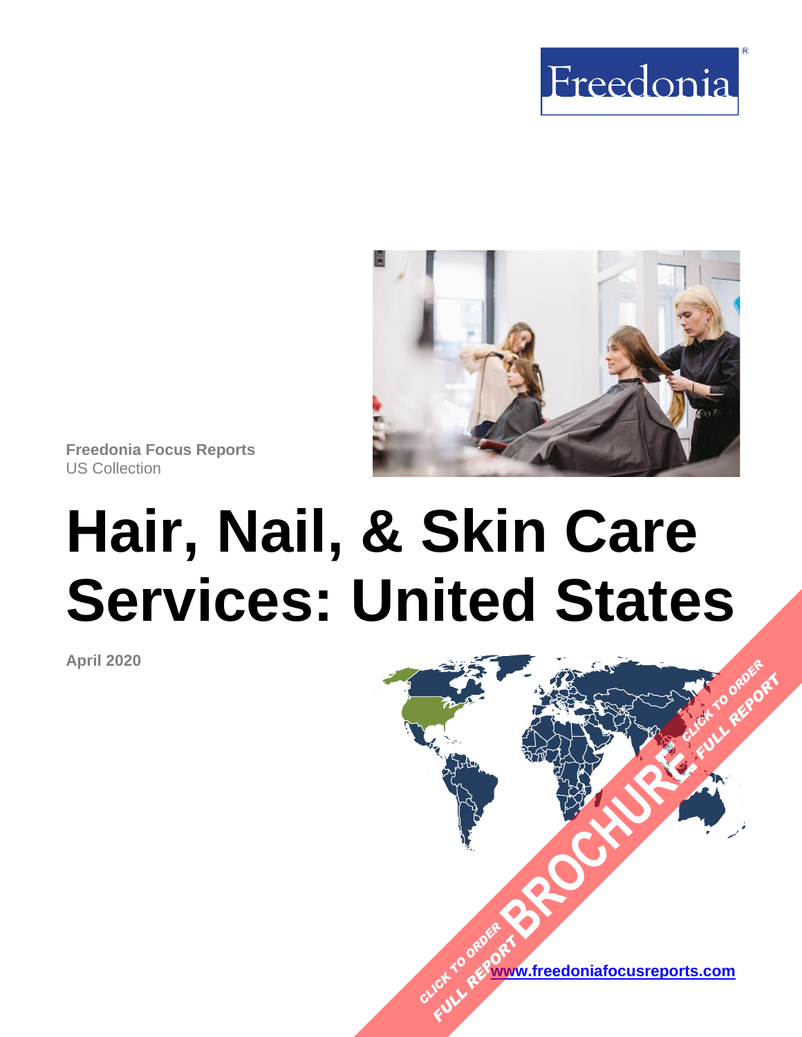Freedonia

Freedonia Focus Reports
US Collection

# Hair, Nail, & Skin Care Services: United States

April 2020

CLICK TO ORDER FULL REPORT BROCHURE CLICK TO ORDER FULL REPORT

www.freedoniafocusreports.com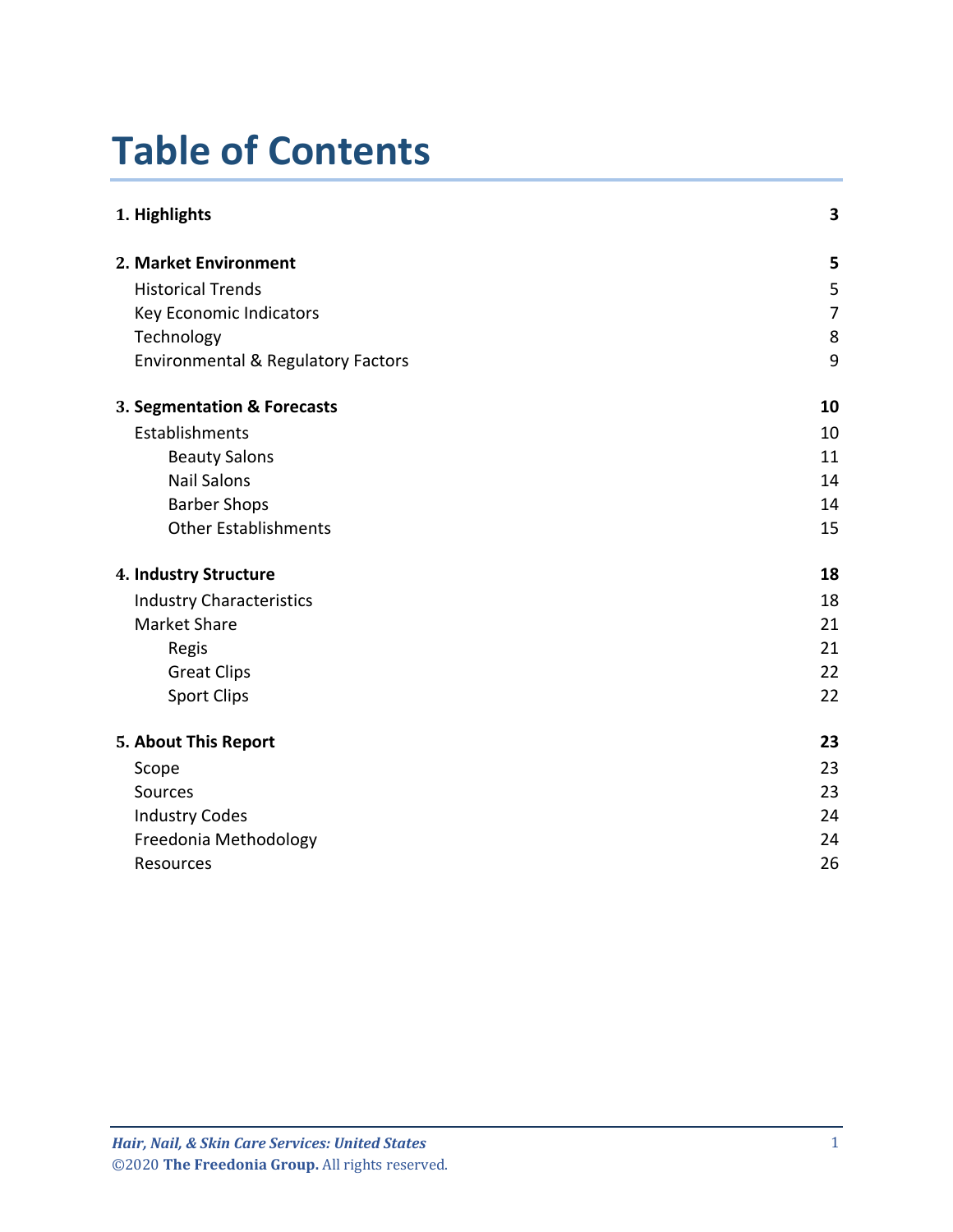# Table of Contents

| | |
|---|---|
| **1. Highlights** | **3** |
| **2. Market Environment** | **5** |
| Historical Trends | 5 |
| Key Economic Indicators | 7 |
| Technology | 8 |
| Environmental & Regulatory Factors | 9 |
| **3. Segmentation & Forecasts** | **10** |
| Establishments | 10 |
| Beauty Salons | 11 |
| Nail Salons | 14 |
| Barber Shops | 14 |
| Other Establishments | 15 |
| **4. Industry Structure** | **18** |
| Industry Characteristics | 18 |
| Market Share | 21 |
| Regis | 21 |
| Great Clips | 22 |
| Sport Clips | 22 |
| **5. About This Report** | **23** |
| Scope | 23 |
| Sources | 23 |
| Industry Codes | 24 |
| Freedonia Methodology | 24 |
| Resources | 26 |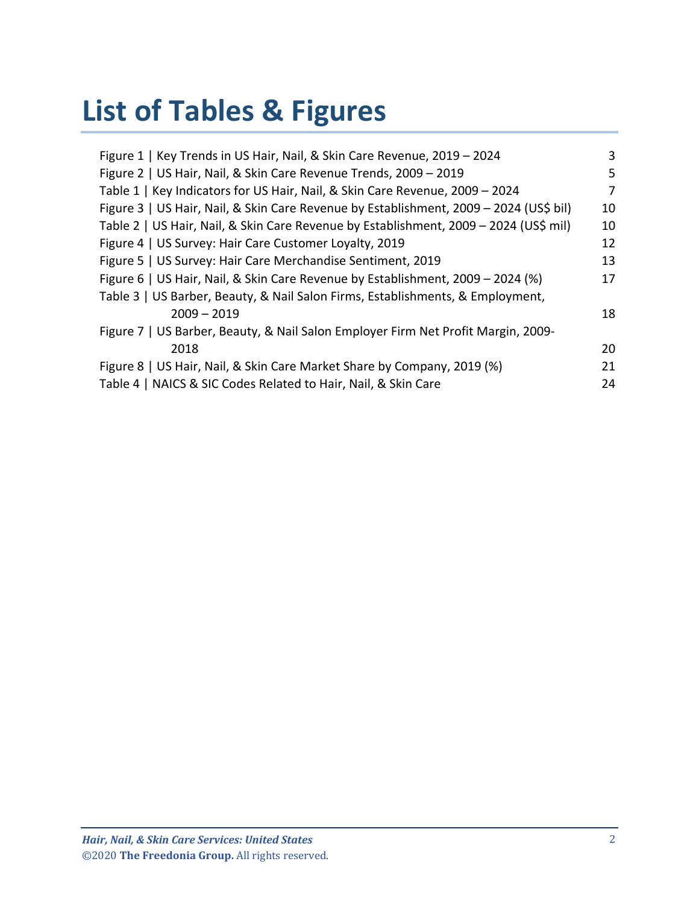# List of Tables & Figures

| | |
|---|---|
| Figure 1 \| Key Trends in US Hair, Nail, & Skin Care Revenue, 2019 – 2024 | 3 |
| Figure 2 \| US Hair, Nail, & Skin Care Revenue Trends, 2009 – 2019 | 5 |
| Table 1 \| Key Indicators for US Hair, Nail, & Skin Care Revenue, 2009 – 2024 | 7 |
| Figure 3 \| US Hair, Nail, & Skin Care Revenue by Establishment, 2009 – 2024 (US$ bil) | 10 |
| Table 2 \| US Hair, Nail, & Skin Care Revenue by Establishment, 2009 – 2024 (US$ mil) | 10 |
| Figure 4 \| US Survey: Hair Care Customer Loyalty, 2019 | 12 |
| Figure 5 \| US Survey: Hair Care Merchandise Sentiment, 2019 | 13 |
| Figure 6 \| US Hair, Nail, & Skin Care Revenue by Establishment, 2009 – 2024 (%) | 17 |
| Table 3 \| US Barber, Beauty, & Nail Salon Firms, Establishments, & Employment, 2009 – 2019 | 18 |
| Figure 7 \| US Barber, Beauty, & Nail Salon Employer Firm Net Profit Margin, 2009-2018 | 20 |
| Figure 8 \| US Hair, Nail, & Skin Care Market Share by Company, 2019 (%) | 21 |
| Table 4 \| NAICS & SIC Codes Related to Hair, Nail, & Skin Care | 24 |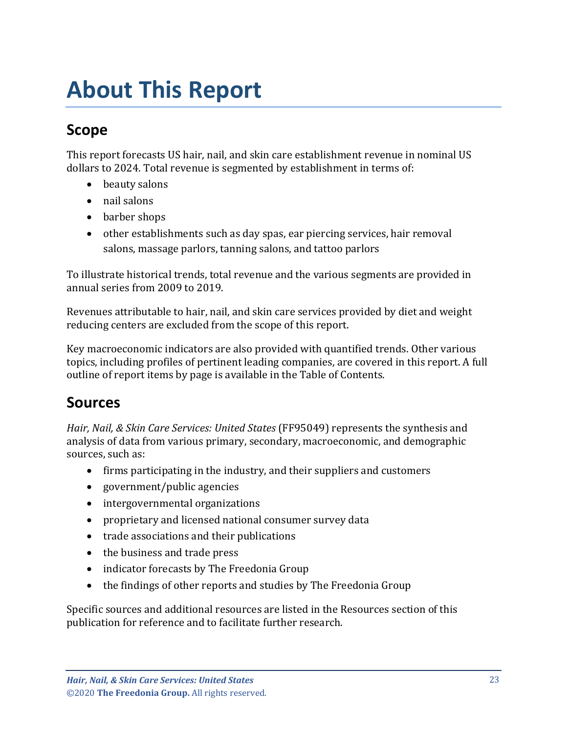# About This Report

## Scope

This report forecasts US hair, nail, and skin care establishment revenue in nominal US dollars to 2024. Total revenue is segmented by establishment in terms of:

- beauty salons
- nail salons
- barber shops
- other establishments such as day spas, ear piercing services, hair removal salons, massage parlors, tanning salons, and tattoo parlors

To illustrate historical trends, total revenue and the various segments are provided in annual series from 2009 to 2019.

Revenues attributable to hair, nail, and skin care services provided by diet and weight reducing centers are excluded from the scope of this report.

Key macroeconomic indicators are also provided with quantified trends. Other various topics, including profiles of pertinent leading companies, are covered in this report. A full outline of report items by page is available in the Table of Contents.

## Sources

*Hair, Nail, & Skin Care Services: United States* (FF95049) represents the synthesis and analysis of data from various primary, secondary, macroeconomic, and demographic sources, such as:

- firms participating in the industry, and their suppliers and customers
- government/public agencies
- intergovernmental organizations
- proprietary and licensed national consumer survey data
- trade associations and their publications
- the business and trade press
- indicator forecasts by The Freedonia Group
- the findings of other reports and studies by The Freedonia Group

Specific sources and additional resources are listed in the Resources section of this publication for reference and to facilitate further research.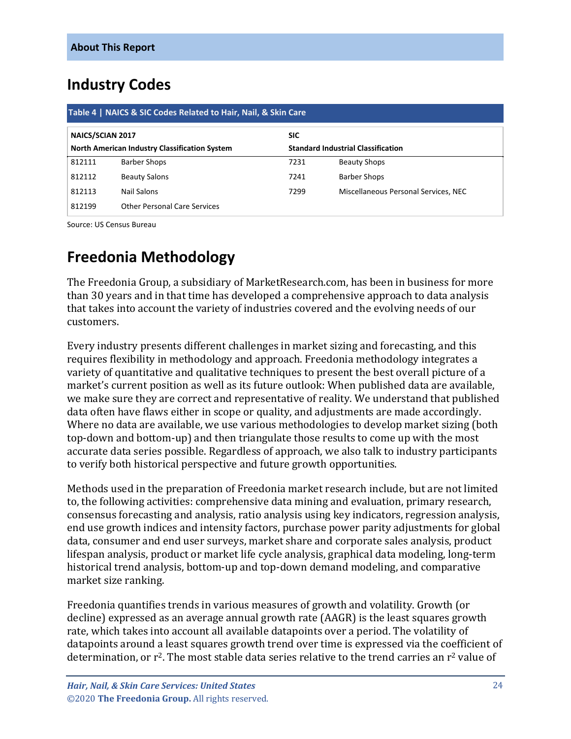**About This Report**

## Industry Codes

**Table 4 | NAICS & SIC Codes Related to Hair, Nail, & Skin Care**

| NAICS/SCIAN 2017 North American Industry Classification System | | SIC Standard Industrial Classification | |
|---|---|---|---|
| 812111 | Barber Shops | 7231 | Beauty Shops |
| 812112 | Beauty Salons | 7241 | Barber Shops |
| 812113 | Nail Salons | 7299 | Miscellaneous Personal Services, NEC |
| 812199 | Other Personal Care Services | | |

Source: US Census Bureau

## Freedonia Methodology

The Freedonia Group, a subsidiary of MarketResearch.com, has been in business for more than 30 years and in that time has developed a comprehensive approach to data analysis that takes into account the variety of industries covered and the evolving needs of our customers.

Every industry presents different challenges in market sizing and forecasting, and this requires flexibility in methodology and approach. Freedonia methodology integrates a variety of quantitative and qualitative techniques to present the best overall picture of a market's current position as well as its future outlook: When published data are available, we make sure they are correct and representative of reality. We understand that published data often have flaws either in scope or quality, and adjustments are made accordingly. Where no data are available, we use various methodologies to develop market sizing (both top-down and bottom-up) and then triangulate those results to come up with the most accurate data series possible. Regardless of approach, we also talk to industry participants to verify both historical perspective and future growth opportunities.

Methods used in the preparation of Freedonia market research include, but are not limited to, the following activities: comprehensive data mining and evaluation, primary research, consensus forecasting and analysis, ratio analysis using key indicators, regression analysis, end use growth indices and intensity factors, purchase power parity adjustments for global data, consumer and end user surveys, market share and corporate sales analysis, product lifespan analysis, product or market life cycle analysis, graphical data modeling, long-term historical trend analysis, bottom-up and top-down demand modeling, and comparative market size ranking.

Freedonia quantifies trends in various measures of growth and volatility. Growth (or decline) expressed as an average annual growth rate (AAGR) is the least squares growth rate, which takes into account all available datapoints over a period. The volatility of datapoints around a least squares growth trend over time is expressed via the coefficient of determination, or $r^2$. The most stable data series relative to the trend carries an $r^2$ value of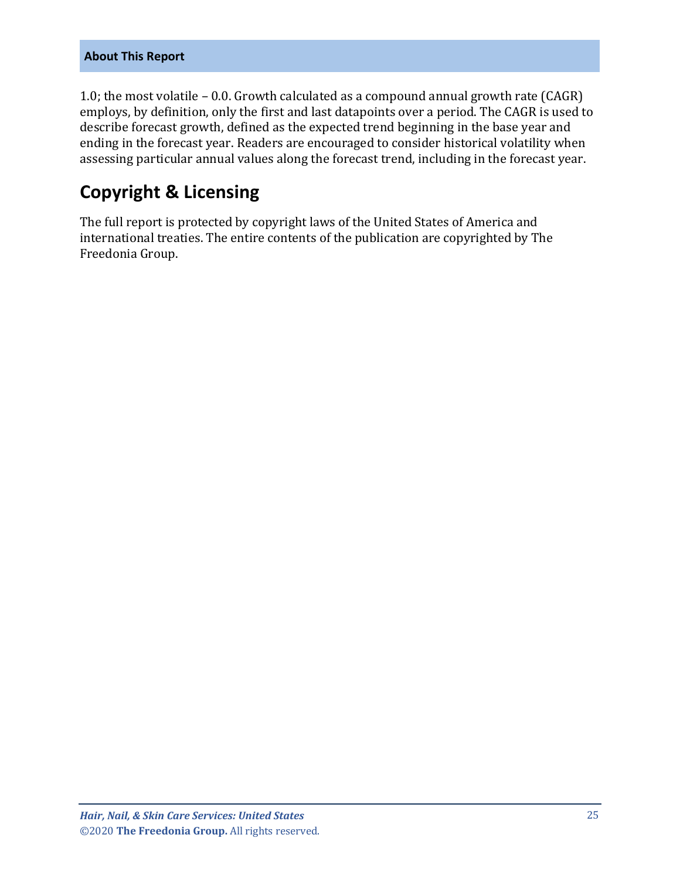1.0; the most volatile – 0.0. Growth calculated as a compound annual growth rate (CAGR) employs, by definition, only the first and last datapoints over a period. The CAGR is used to describe forecast growth, defined as the expected trend beginning in the base year and ending in the forecast year. Readers are encouraged to consider historical volatility when assessing particular annual values along the forecast trend, including in the forecast year.

## Copyright & Licensing

The full report is protected by copyright laws of the United States of America and international treaties. The entire contents of the publication are copyrighted by The Freedonia Group.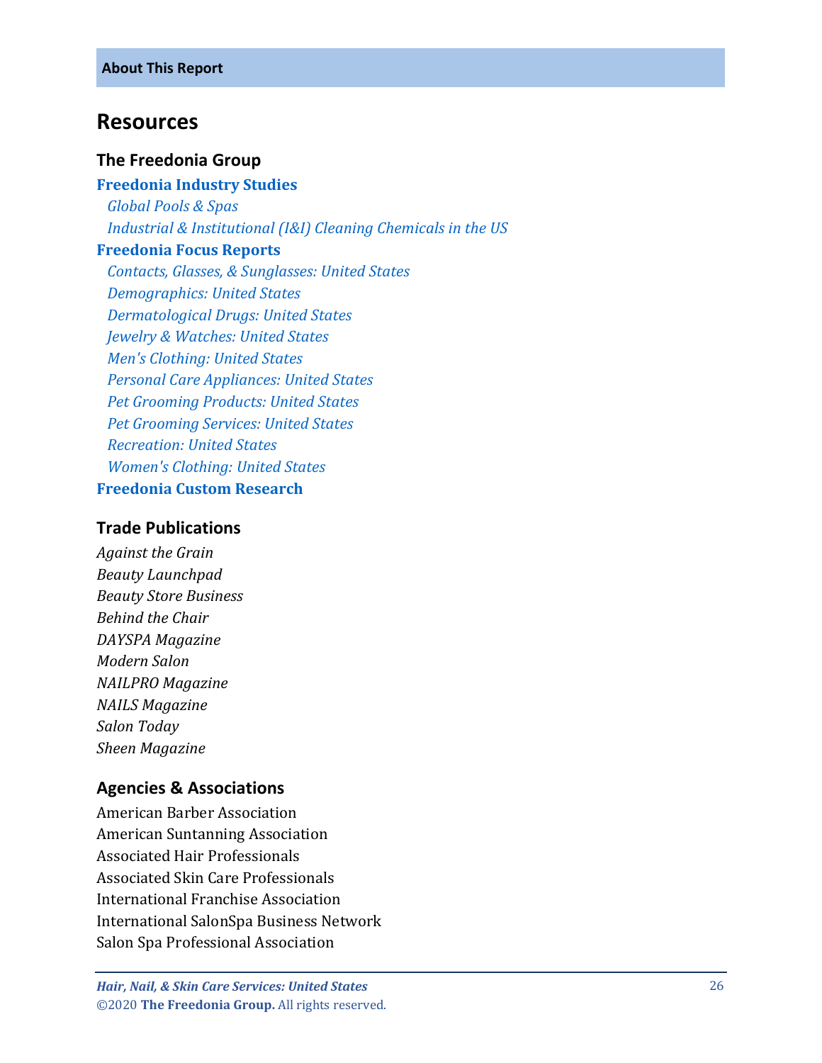About This Report

# Resources

## The Freedonia Group

**Freedonia Industry Studies**

*Global Pools & Spas*
*Industrial & Institutional (I&I) Cleaning Chemicals in the US*

**Freedonia Focus Reports**

*Contacts, Glasses, & Sunglasses: United States*
*Demographics: United States*
*Dermatological Drugs: United States*
*Jewelry & Watches: United States*
*Men's Clothing: United States*
*Personal Care Appliances: United States*
*Pet Grooming Products: United States*
*Pet Grooming Services: United States*
*Recreation: United States*
*Women's Clothing: United States*

**Freedonia Custom Research**

## Trade Publications

*Against the Grain*
*Beauty Launchpad*
*Beauty Store Business*
*Behind the Chair*
*DAYSPA Magazine*
*Modern Salon*
*NAILPRO Magazine*
*NAILS Magazine*
*Salon Today*
*Sheen Magazine*

## Agencies & Associations

American Barber Association
American Suntanning Association
Associated Hair Professionals
Associated Skin Care Professionals
International Franchise Association
International SalonSpa Business Network
Salon Spa Professional Association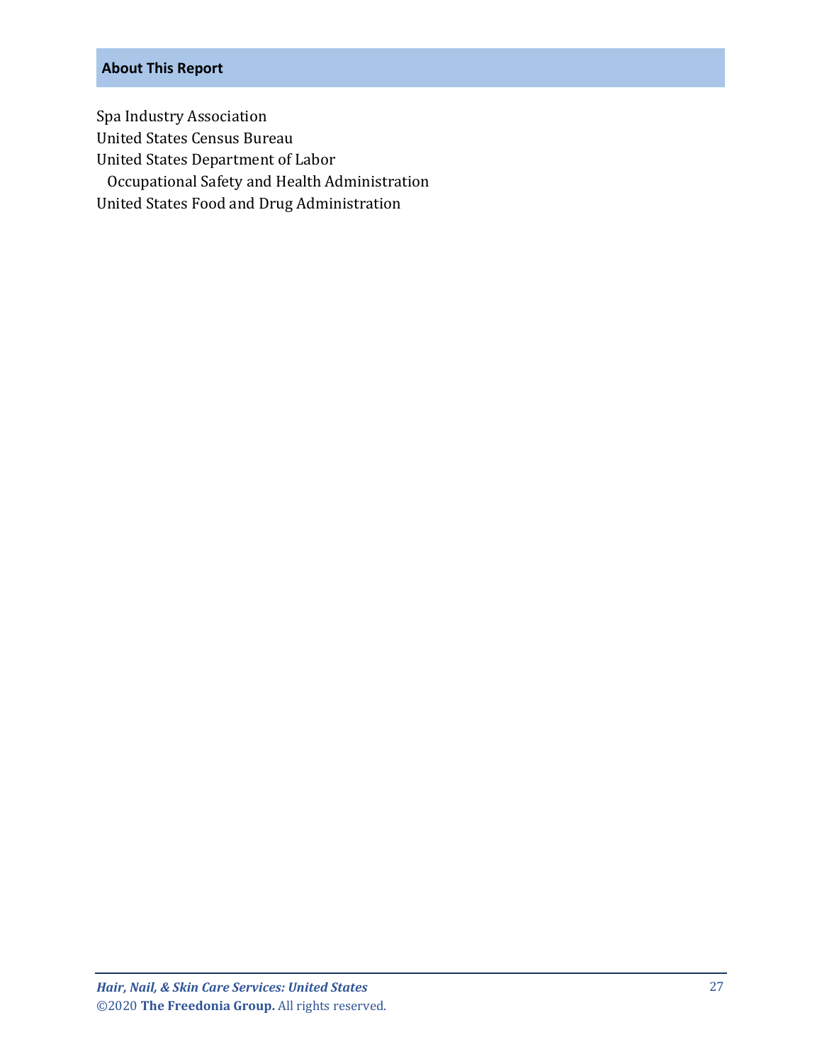## About This Report

Spa Industry Association
United States Census Bureau
United States Department of Labor
  Occupational Safety and Health Administration
United States Food and Drug Administration